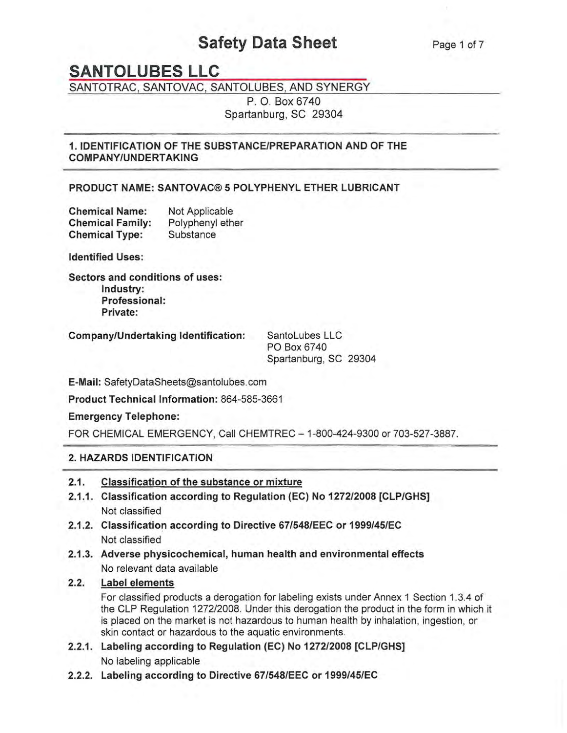# Safety Data Sheet

## SANTOLUBES LLC

SANTOTRAC, SANTOVAC, SANTOLUBES, AND SYNERGY

P. O. Box 6740
Spartanburg, SC 29304

## 1. IDENTIFICATION OF THE SUBSTANCE/PREPARATION AND OF THE COMPANY/UNDERTAKING

**PRODUCT NAME: SANTOVAC® 5 POLYPHENYL ETHER LUBRICANT**

**Chemical Name:** Not Applicable
**Chemical Family:** Polyphenyl ether
**Chemical Type:** Substance

**Identified Uses:**

**Sectors and conditions of uses:**
- **Industry:**
- **Professional:**
- **Private:**

**Company/Undertaking Identification:** SantoLubes LLC
PO Box 6740
Spartanburg, SC 29304

**E-Mail:** SafetyDataSheets@santolubes.com

**Product Technical Information:** 864-585-3661

**Emergency Telephone:**

FOR CHEMICAL EMERGENCY, Call CHEMTREC – 1-800-424-9300 or 703-527-3887.

## 2. HAZARDS IDENTIFICATION

**2.1. Classification of the substance or mixture**

**2.1.1. Classification according to Regulation (EC) No 1272/2008 [CLP/GHS]**
Not classified

**2.1.2. Classification according to Directive 67/548/EEC or 1999/45/EC**
Not classified

**2.1.3. Adverse physicochemical, human health and environmental effects**
No relevant data available

**2.2. Label elements**

For classified products a derogation for labeling exists under Annex 1 Section 1.3.4 of the CLP Regulation 1272/2008. Under this derogation the product in the form in which it is placed on the market is not hazardous to human health by inhalation, ingestion, or skin contact or hazardous to the aquatic environments.

**2.2.1. Labeling according to Regulation (EC) No 1272/2008 [CLP/GHS]**
No labeling applicable

**2.2.2. Labeling according to Directive 67/548/EEC or 1999/45/EC**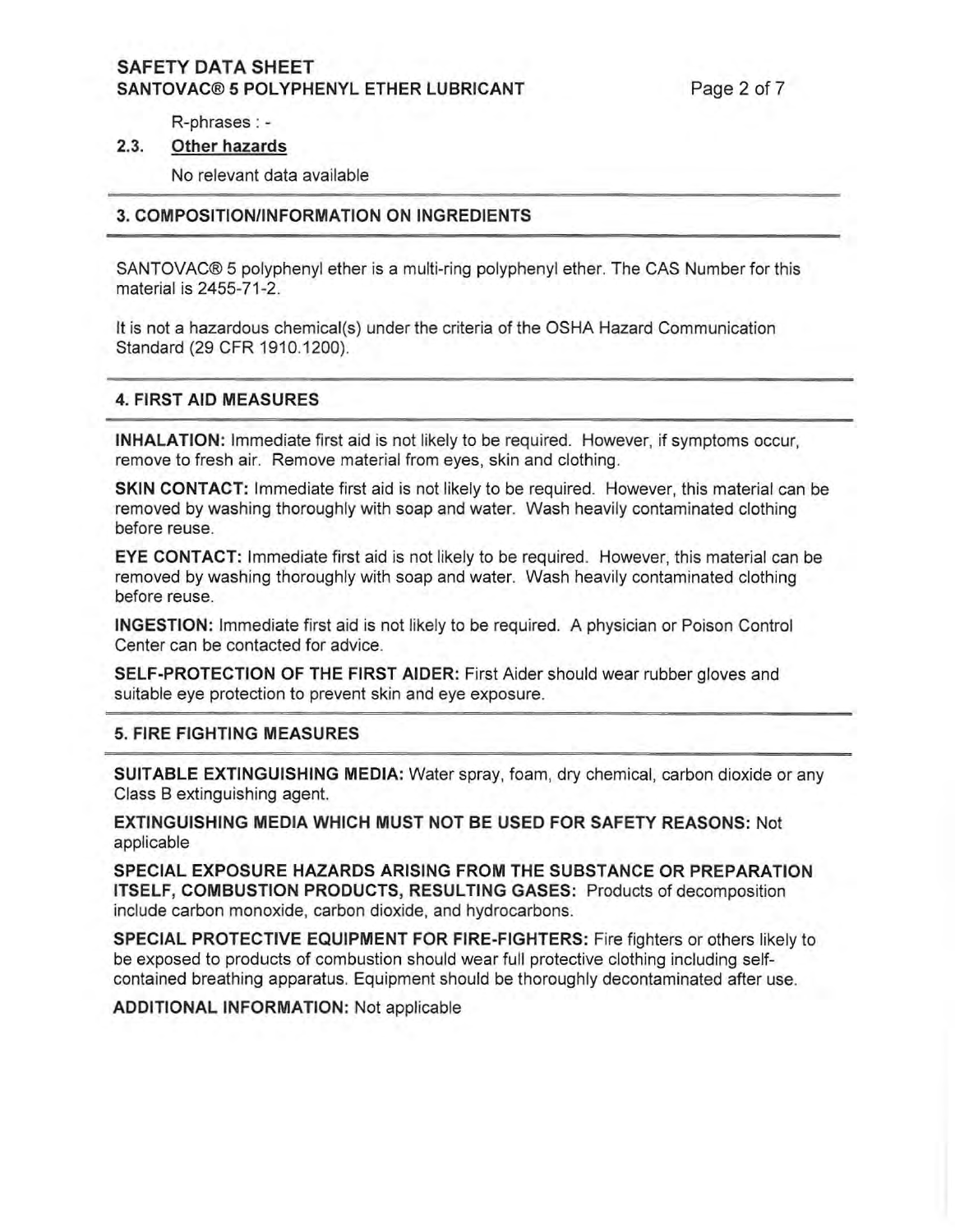R-phrases : -

### 2.3. Other hazards

No relevant data available

## 3. COMPOSITION/INFORMATION ON INGREDIENTS

SANTOVAC® 5 polyphenyl ether is a multi-ring polyphenyl ether. The CAS Number for this material is 2455-71-2.

It is not a hazardous chemical(s) under the criteria of the OSHA Hazard Communication Standard (29 CFR 1910.1200).

## 4. FIRST AID MEASURES

**INHALATION:** Immediate first aid is not likely to be required. However, if symptoms occur, remove to fresh air. Remove material from eyes, skin and clothing.

**SKIN CONTACT:** Immediate first aid is not likely to be required. However, this material can be removed by washing thoroughly with soap and water. Wash heavily contaminated clothing before reuse.

**EYE CONTACT:** Immediate first aid is not likely to be required. However, this material can be removed by washing thoroughly with soap and water. Wash heavily contaminated clothing before reuse.

**INGESTION:** Immediate first aid is not likely to be required. A physician or Poison Control Center can be contacted for advice.

**SELF-PROTECTION OF THE FIRST AIDER:** First Aider should wear rubber gloves and suitable eye protection to prevent skin and eye exposure.

## 5. FIRE FIGHTING MEASURES

**SUITABLE EXTINGUISHING MEDIA:** Water spray, foam, dry chemical, carbon dioxide or any Class B extinguishing agent.

**EXTINGUISHING MEDIA WHICH MUST NOT BE USED FOR SAFETY REASONS:** Not applicable

**SPECIAL EXPOSURE HAZARDS ARISING FROM THE SUBSTANCE OR PREPARATION ITSELF, COMBUSTION PRODUCTS, RESULTING GASES:** Products of decomposition include carbon monoxide, carbon dioxide, and hydrocarbons.

**SPECIAL PROTECTIVE EQUIPMENT FOR FIRE-FIGHTERS:** Fire fighters or others likely to be exposed to products of combustion should wear full protective clothing including self-contained breathing apparatus. Equipment should be thoroughly decontaminated after use.

**ADDITIONAL INFORMATION:** Not applicable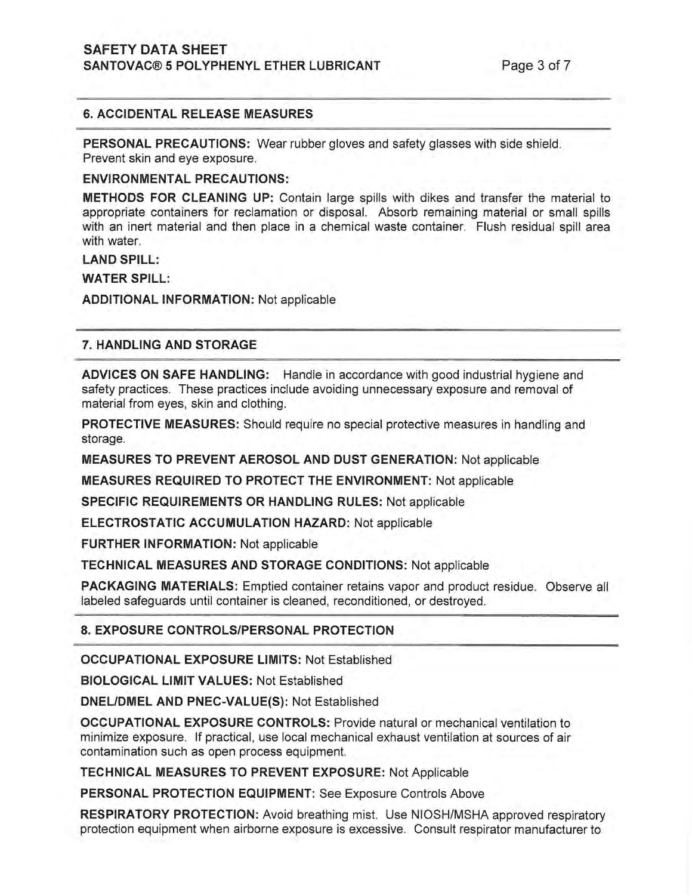## 6. ACCIDENTAL RELEASE MEASURES

**PERSONAL PRECAUTIONS:** Wear rubber gloves and safety glasses with side shield. Prevent skin and eye exposure.

**ENVIRONMENTAL PRECAUTIONS:**

**METHODS FOR CLEANING UP:** Contain large spills with dikes and transfer the material to appropriate containers for reclamation or disposal. Absorb remaining material or small spills with an inert material and then place in a chemical waste container. Flush residual spill area with water.

**LAND SPILL:**

**WATER SPILL:**

**ADDITIONAL INFORMATION:** Not applicable

## 7. HANDLING AND STORAGE

**ADVICES ON SAFE HANDLING:** Handle in accordance with good industrial hygiene and safety practices. These practices include avoiding unnecessary exposure and removal of material from eyes, skin and clothing.

**PROTECTIVE MEASURES:** Should require no special protective measures in handling and storage.

**MEASURES TO PREVENT AEROSOL AND DUST GENERATION:** Not applicable

**MEASURES REQUIRED TO PROTECT THE ENVIRONMENT:** Not applicable

**SPECIFIC REQUIREMENTS OR HANDLING RULES:** Not applicable

**ELECTROSTATIC ACCUMULATION HAZARD:** Not applicable

**FURTHER INFORMATION:** Not applicable

**TECHNICAL MEASURES AND STORAGE CONDITIONS:** Not applicable

**PACKAGING MATERIALS:** Emptied container retains vapor and product residue. Observe all labeled safeguards until container is cleaned, reconditioned, or destroyed.

## 8. EXPOSURE CONTROLS/PERSONAL PROTECTION

**OCCUPATIONAL EXPOSURE LIMITS:** Not Established

**BIOLOGICAL LIMIT VALUES:** Not Established

**DNEL/DMEL AND PNEC-VALUE(S):** Not Established

**OCCUPATIONAL EXPOSURE CONTROLS:** Provide natural or mechanical ventilation to minimize exposure. If practical, use local mechanical exhaust ventilation at sources of air contamination such as open process equipment.

**TECHNICAL MEASURES TO PREVENT EXPOSURE:** Not Applicable

**PERSONAL PROTECTION EQUIPMENT:** See Exposure Controls Above

**RESPIRATORY PROTECTION:** Avoid breathing mist. Use NIOSH/MSHA approved respiratory protection equipment when airborne exposure is excessive. Consult respirator manufacturer to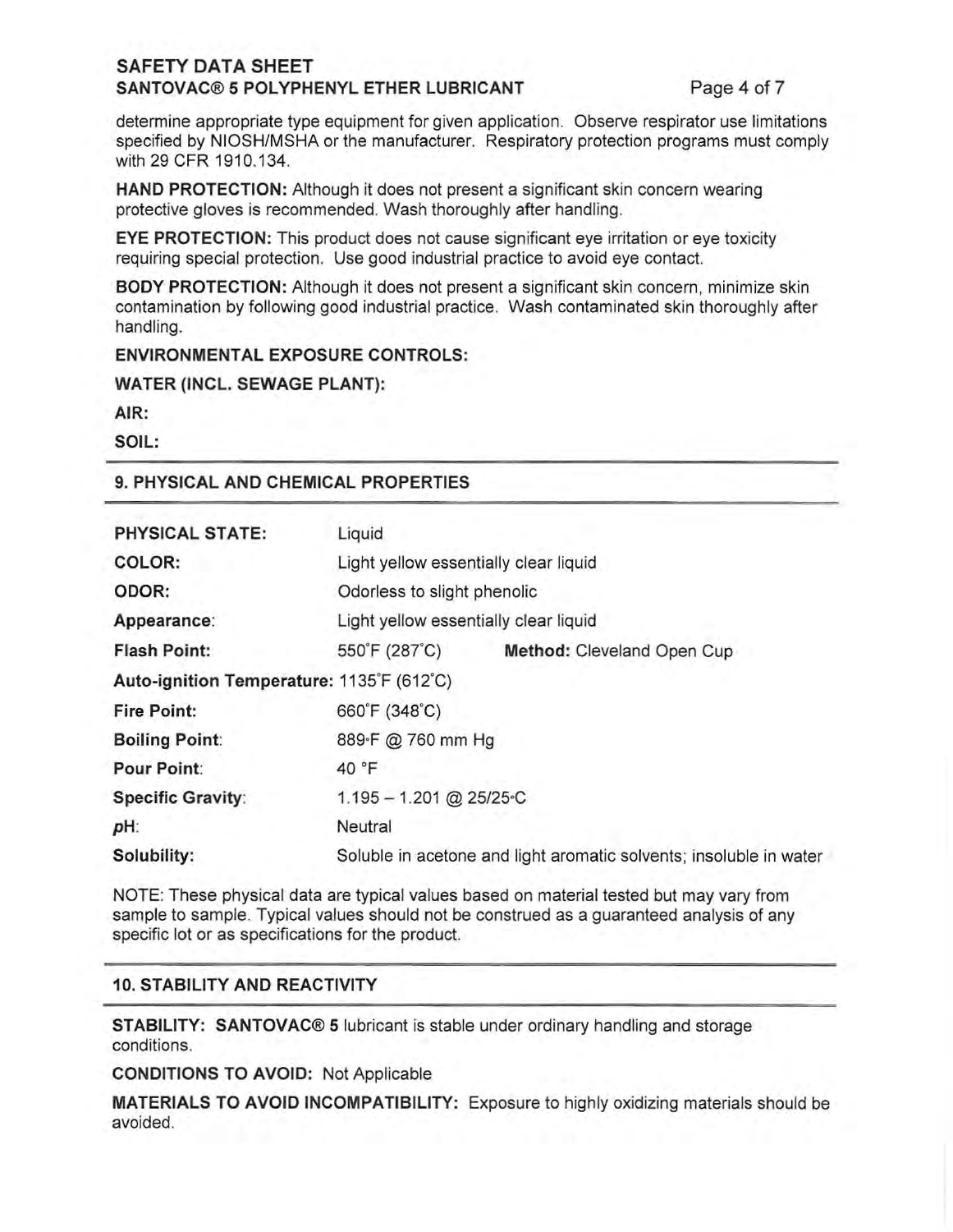determine appropriate type equipment for given application. Observe respirator use limitations specified by NIOSH/MSHA or the manufacturer. Respiratory protection programs must comply with 29 CFR 1910.134.

**HAND PROTECTION:** Although it does not present a significant skin concern wearing protective gloves is recommended. Wash thoroughly after handling.

**EYE PROTECTION:** This product does not cause significant eye irritation or eye toxicity requiring special protection. Use good industrial practice to avoid eye contact.

**BODY PROTECTION:** Although it does not present a significant skin concern, minimize skin contamination by following good industrial practice. Wash contaminated skin thoroughly after handling.

**ENVIRONMENTAL EXPOSURE CONTROLS:**

**WATER (INCL. SEWAGE PLANT):**

**AIR:**

**SOIL:**

## 9. PHYSICAL AND CHEMICAL PROPERTIES

| | | |
|---|---|---|
| **PHYSICAL STATE:** | Liquid | |
| **COLOR:** | Light yellow essentially clear liquid | |
| **ODOR:** | Odorless to slight phenolic | |
| **Appearance:** | Light yellow essentially clear liquid | |
| **Flash Point:** | 550°F (287°C) | **Method:** Cleveland Open Cup |
| **Auto-ignition Temperature:** | 1135°F (612°C) | |
| **Fire Point:** | 660°F (348°C) | |
| **Boiling Point:** | 889°F @ 760 mm Hg | |
| **Pour Point:** | 40 °F | |
| **Specific Gravity:** | 1.195 – 1.201 @ 25/25°C | |
| ***p*H:** | Neutral | |
| **Solubility:** | Soluble in acetone and light aromatic solvents; insoluble in water | |

NOTE: These physical data are typical values based on material tested but may vary from sample to sample. Typical values should not be construed as a guaranteed analysis of any specific lot or as specifications for the product.

## 10. STABILITY AND REACTIVITY

**STABILITY: SANTOVAC® 5** lubricant is stable under ordinary handling and storage conditions.

**CONDITIONS TO AVOID:** Not Applicable

**MATERIALS TO AVOID INCOMPATIBILITY:** Exposure to highly oxidizing materials should be avoided.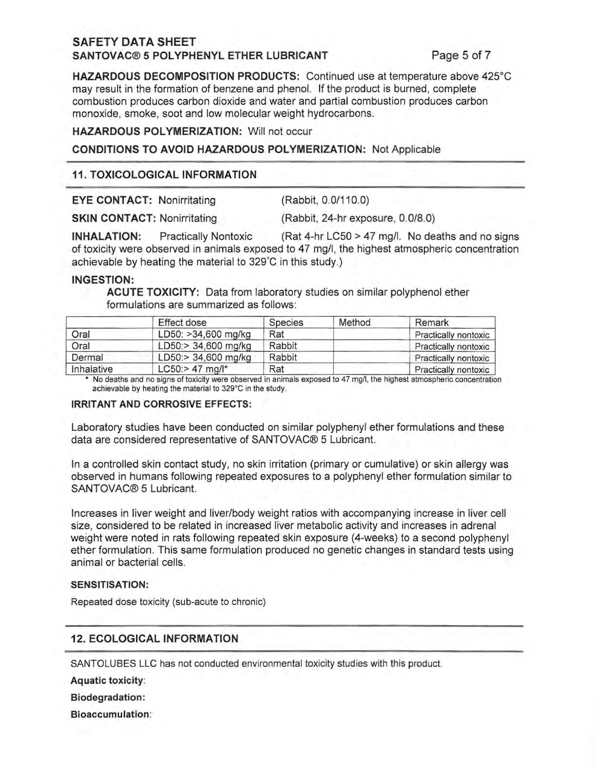**HAZARDOUS DECOMPOSITION PRODUCTS:** Continued use at temperature above 425°C may result in the formation of benzene and phenol. If the product is burned, complete combustion produces carbon dioxide and water and partial combustion produces carbon monoxide, smoke, soot and low molecular weight hydrocarbons.

**HAZARDOUS POLYMERIZATION:** Will not occur

**CONDITIONS TO AVOID HAZARDOUS POLYMERIZATION:** Not Applicable

## 11. TOXICOLOGICAL INFORMATION

**EYE CONTACT:** Nonirritating (Rabbit, 0.0/110.0)

**SKIN CONTACT:** Nonirritating (Rabbit, 24-hr exposure, 0.0/8.0)

**INHALATION:** Practically Nontoxic (Rat 4-hr LC50 > 47 mg/l. No deaths and no signs of toxicity were observed in animals exposed to 47 mg/l, the highest atmospheric concentration achievable by heating the material to 329°C in this study.)

**INGESTION:**

**ACUTE TOXICITY:** Data from laboratory studies on similar polyphenol ether formulations are summarized as follows:

| | Effect dose | Species | Method | Remark |
|---|---|---|---|---|
| Oral | LD50: >34,600 mg/kg | Rat | | Practically nontoxic |
| Oral | LD50:> 34,600 mg/kg | Rabbit | | Practically nontoxic |
| Dermal | LD50:> 34,600 mg/kg | Rabbit | | Practically nontoxic |
| Inhalative | LC50:> 47 mg/l* | Rat | | Practically nontoxic |

* No deaths and no signs of toxicity were observed in animals exposed to 47 mg/l, the highest atmospheric concentration achievable by heating the material to 329°C in the study.

**IRRITANT AND CORROSIVE EFFECTS:**

Laboratory studies have been conducted on similar polyphenyl ether formulations and these data are considered representative of SANTOVAC® 5 Lubricant.

In a controlled skin contact study, no skin irritation (primary or cumulative) or skin allergy was observed in humans following repeated exposures to a polyphenyl ether formulation similar to SANTOVAC® 5 Lubricant.

Increases in liver weight and liver/body weight ratios with accompanying increase in liver cell size, considered to be related in increased liver metabolic activity and increases in adrenal weight were noted in rats following repeated skin exposure (4-weeks) to a second polyphenyl ether formulation. This same formulation produced no genetic changes in standard tests using animal or bacterial cells.

**SENSITISATION:**

Repeated dose toxicity (sub-acute to chronic)

## 12. ECOLOGICAL INFORMATION

SANTOLUBES LLC has not conducted environmental toxicity studies with this product.

**Aquatic toxicity:**

**Biodegradation:**

**Bioaccumulation:**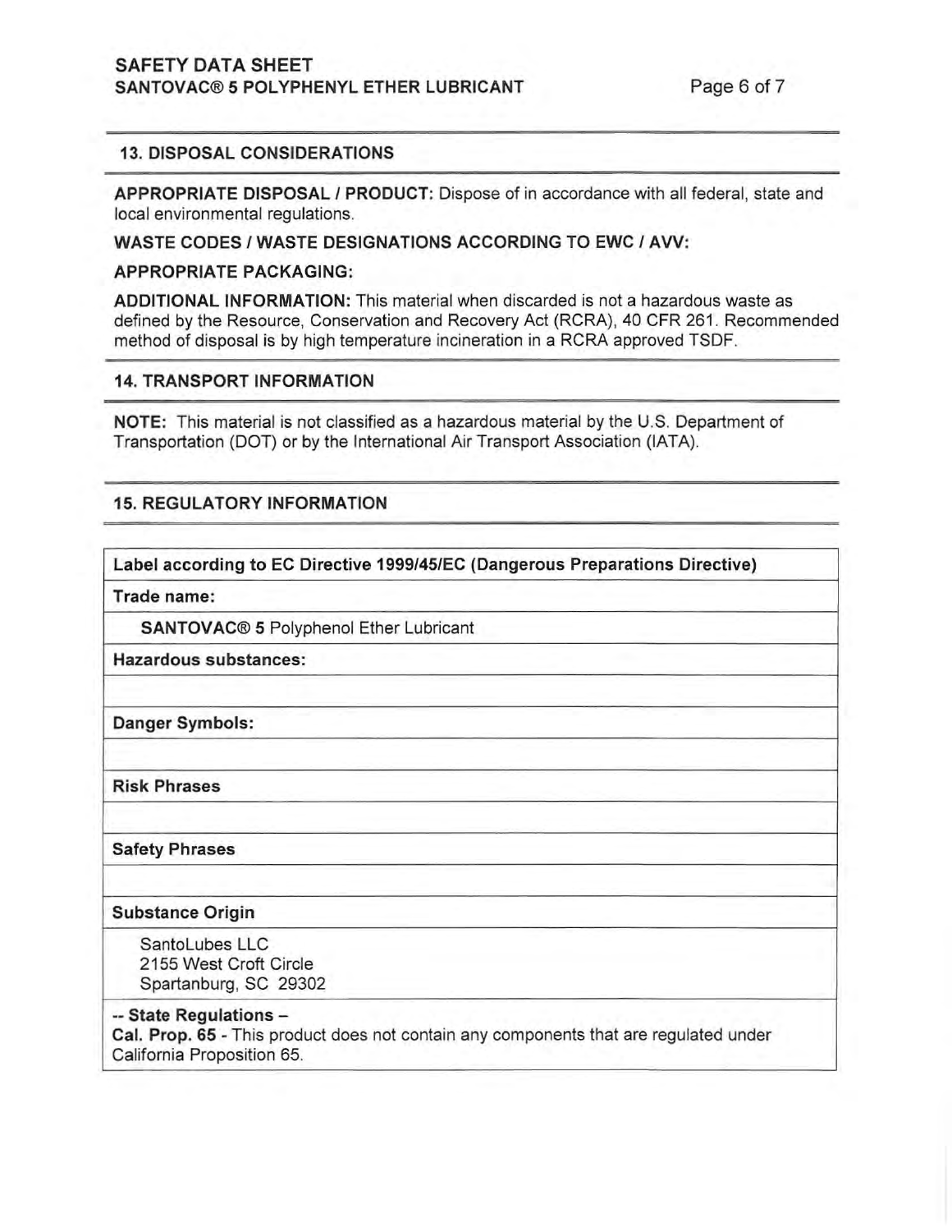## 13. DISPOSAL CONSIDERATIONS

**APPROPRIATE DISPOSAL / PRODUCT:** Dispose of in accordance with all federal, state and local environmental regulations.

**WASTE CODES / WASTE DESIGNATIONS ACCORDING TO EWC / AVV:**

**APPROPRIATE PACKAGING:**

**ADDITIONAL INFORMATION:** This material when discarded is not a hazardous waste as defined by the Resource, Conservation and Recovery Act (RCRA), 40 CFR 261. Recommended method of disposal is by high temperature incineration in a RCRA approved TSDF.

## 14. TRANSPORT INFORMATION

**NOTE:** This material is not classified as a hazardous material by the U.S. Department of Transportation (DOT) or by the International Air Transport Association (IATA).

## 15. REGULATORY INFORMATION

| **Label according to EC Directive 1999/45/EC (Dangerous Preparations Directive)** |
| --- |
| **Trade name:** |
| **SANTOVAC® 5** Polyphenol Ether Lubricant |
| **Hazardous substances:** |
| |
| **Danger Symbols:** |
| |
| **Risk Phrases** |
| |
| **Safety Phrases** |
| |
| **Substance Origin** |
| SantoLubes LLC<br>2155 West Croft Circle<br>Spartanburg, SC 29302 |
| **-- State Regulations –**<br>**Cal. Prop. 65** - This product does not contain any components that are regulated under California Proposition 65. |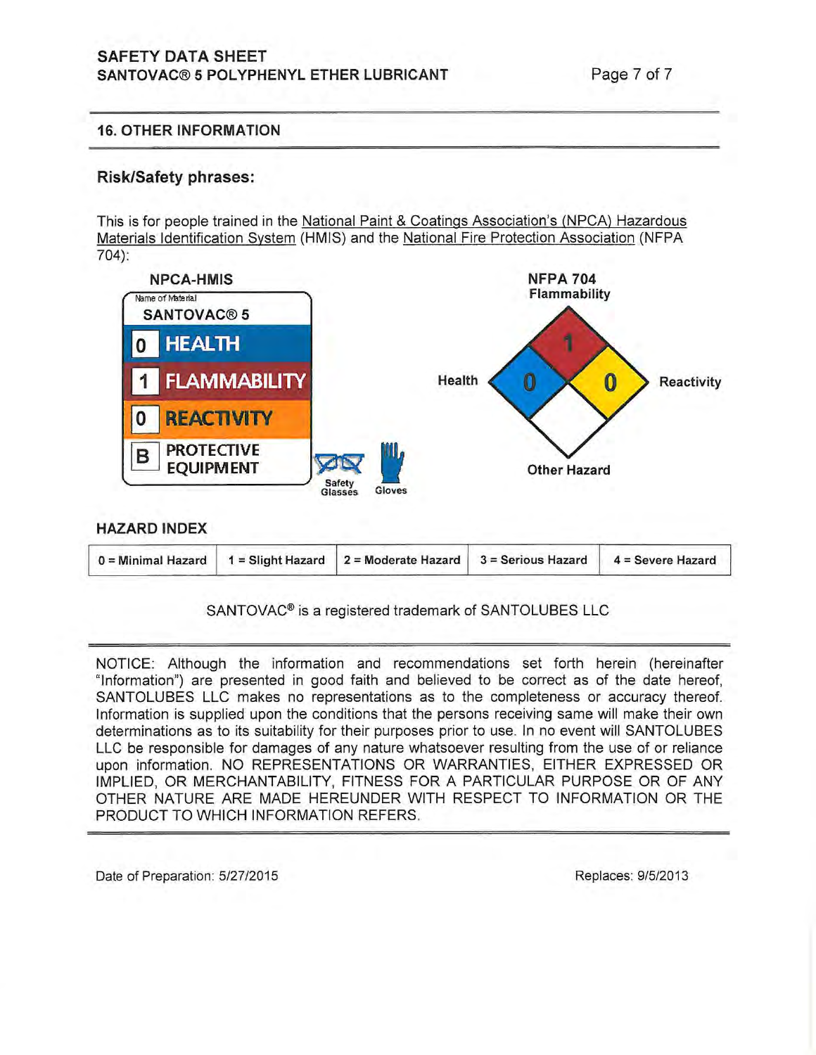## 16. OTHER INFORMATION

### Risk/Safety phrases:

This is for people trained in the National Paint & Coatings Association's (NPCA) Hazardous Materials Identification System (HMIS) and the National Fire Protection Association (NFPA 704):

**NPCA-HMIS**

Name of Material
**SANTOVAC® 5**

| | |
|---|---|
| 0 | HEALTH |
| 1 | FLAMMABILITY |
| 0 | REACTIVITY |
| B | PROTECTIVE EQUIPMENT |

Safety Glasses
Gloves

**NFPA 704**

Flammability: 1
Health: 0
Reactivity: 0
Other Hazard

### HAZARD INDEX

| | | | | |
|---|---|---|---|---|
| 0 = Minimal Hazard | 1 = Slight Hazard | 2 = Moderate Hazard | 3 = Serious Hazard | 4 = Severe Hazard |

SANTOVAC® is a registered trademark of SANTOLUBES LLC

NOTICE: Although the information and recommendations set forth herein (hereinafter "Information") are presented in good faith and believed to be correct as of the date hereof, SANTOLUBES LLC makes no representations as to the completeness or accuracy thereof. Information is supplied upon the conditions that the persons receiving same will make their own determinations as to its suitability for their purposes prior to use. In no event will SANTOLUBES LLC be responsible for damages of any nature whatsoever resulting from the use of or reliance upon information. NO REPRESENTATIONS OR WARRANTIES, EITHER EXPRESSED OR IMPLIED, OR MERCHANTABILITY, FITNESS FOR A PARTICULAR PURPOSE OR OF ANY OTHER NATURE ARE MADE HEREUNDER WITH RESPECT TO INFORMATION OR THE PRODUCT TO WHICH INFORMATION REFERS.

Date of Preparation: 5/27/2015

Replaces: 9/5/2013